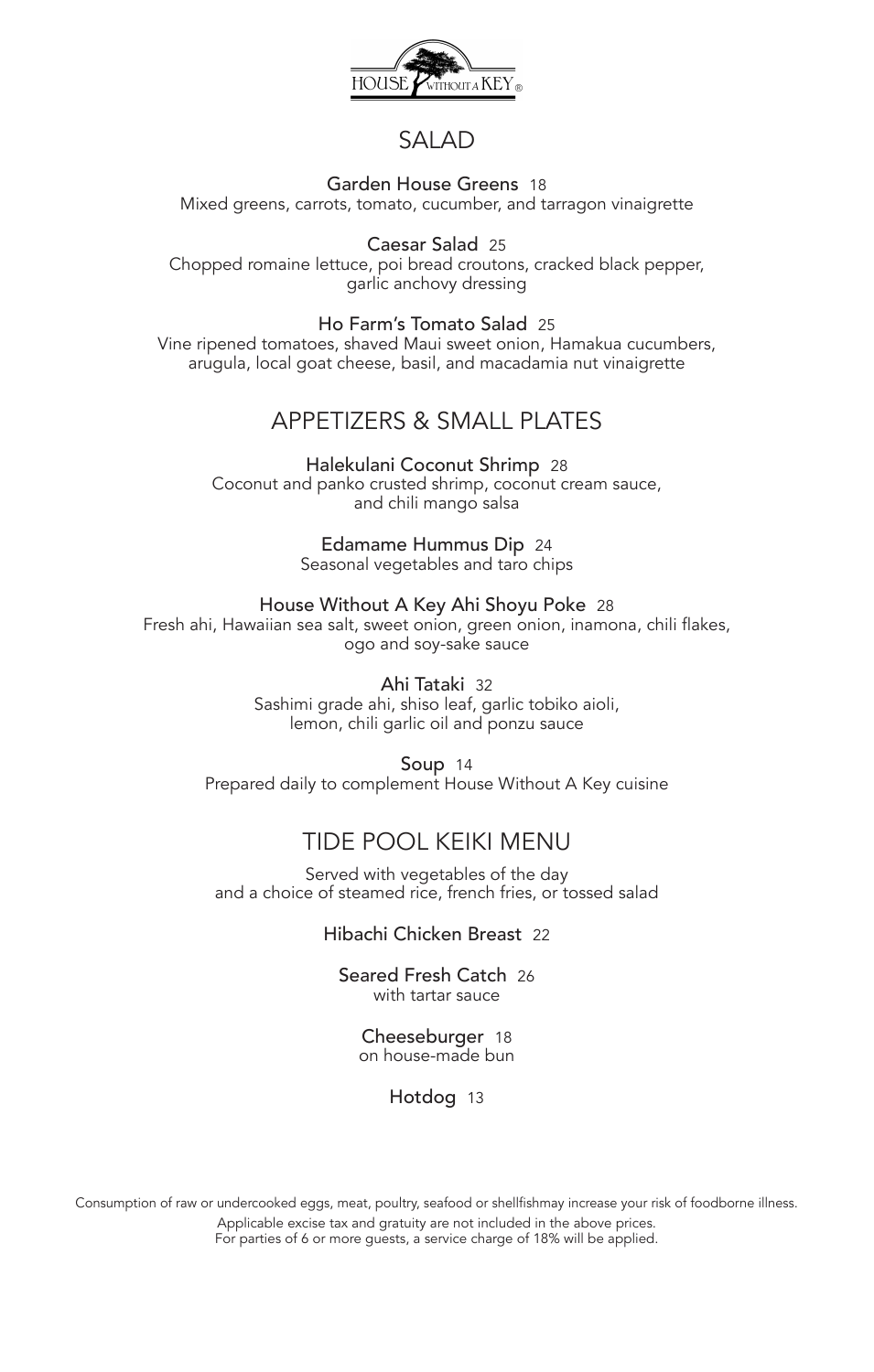HOUSE WITHOUT A KEY®

## SALAD

**Garden House Greens** 18
Mixed greens, carrots, tomato, cucumber, and tarragon vinaigrette

**Caesar Salad** 25
Chopped romaine lettuce, poi bread croutons, cracked black pepper, garlic anchovy dressing

**Ho Farm's Tomato Salad** 25
Vine ripened tomatoes, shaved Maui sweet onion, Hamakua cucumbers, arugula, local goat cheese, basil, and macadamia nut vinaigrette

## APPETIZERS & SMALL PLATES

**Halekulani Coconut Shrimp** 28
Coconut and panko crusted shrimp, coconut cream sauce, and chili mango salsa

**Edamame Hummus Dip** 24
Seasonal vegetables and taro chips

**House Without A Key Ahi Shoyu Poke** 28
Fresh ahi, Hawaiian sea salt, sweet onion, green onion, inamona, chili flakes, ogo and soy-sake sauce

**Ahi Tataki** 32
Sashimi grade ahi, shiso leaf, garlic tobiko aioli, lemon, chili garlic oil and ponzu sauce

**Soup** 14
Prepared daily to complement House Without A Key cuisine

## TIDE POOL KEIKI MENU

Served with vegetables of the day and a choice of steamed rice, french fries, or tossed salad

**Hibachi Chicken Breast** 22

**Seared Fresh Catch** 26
with tartar sauce

**Cheeseburger** 18
on house-made bun

**Hotdog** 13

Consumption of raw or undercooked eggs, meat, poultry, seafood or shellfishmay increase your risk of foodborne illness.
Applicable excise tax and gratuity are not included in the above prices.
For parties of 6 or more guests, a service charge of 18% will be applied.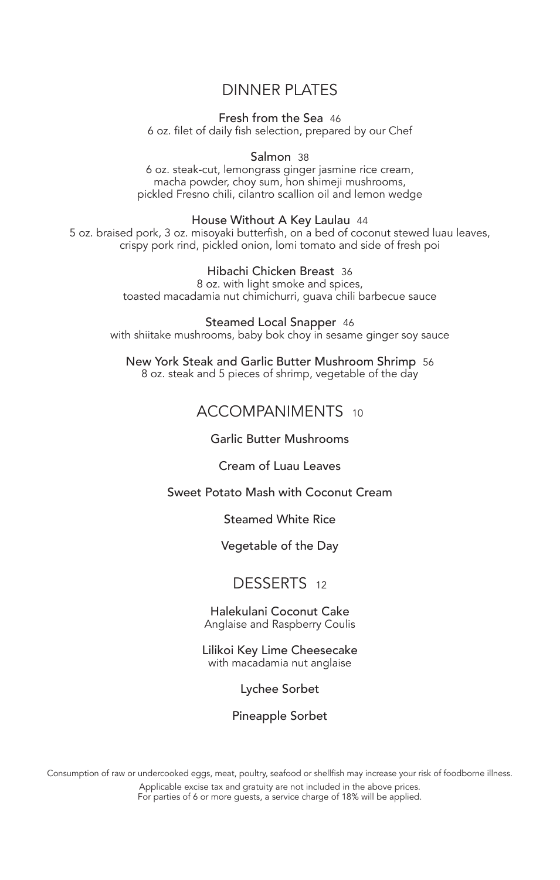## DINNER PLATES

**Fresh from the Sea** 46
6 oz. filet of daily fish selection, prepared by our Chef

**Salmon** 38
6 oz. steak-cut, lemongrass ginger jasmine rice cream, macha powder, choy sum, hon shimeji mushrooms, pickled Fresno chili, cilantro scallion oil and lemon wedge

**House Without A Key Laulau** 44
5 oz. braised pork, 3 oz. misoyaki butterfish, on a bed of coconut stewed luau leaves, crispy pork rind, pickled onion, lomi tomato and side of fresh poi

**Hibachi Chicken Breast** 36
8 oz. with light smoke and spices, toasted macadamia nut chimichurri, guava chili barbecue sauce

**Steamed Local Snapper** 46
with shiitake mushrooms, baby bok choy in sesame ginger soy sauce

**New York Steak and Garlic Butter Mushroom Shrimp** 56
8 oz. steak and 5 pieces of shrimp, vegetable of the day

## ACCOMPANIMENTS 10

Garlic Butter Mushrooms

Cream of Luau Leaves

Sweet Potato Mash with Coconut Cream

Steamed White Rice

Vegetable of the Day

## DESSERTS 12

**Halekulani Coconut Cake**
Anglaise and Raspberry Coulis

**Lilikoi Key Lime Cheesecake**
with macadamia nut anglaise

Lychee Sorbet

Pineapple Sorbet

Consumption of raw or undercooked eggs, meat, poultry, seafood or shellfish may increase your risk of foodborne illness.

Applicable excise tax and gratuity are not included in the above prices.
For parties of 6 or more guests, a service charge of 18% will be applied.